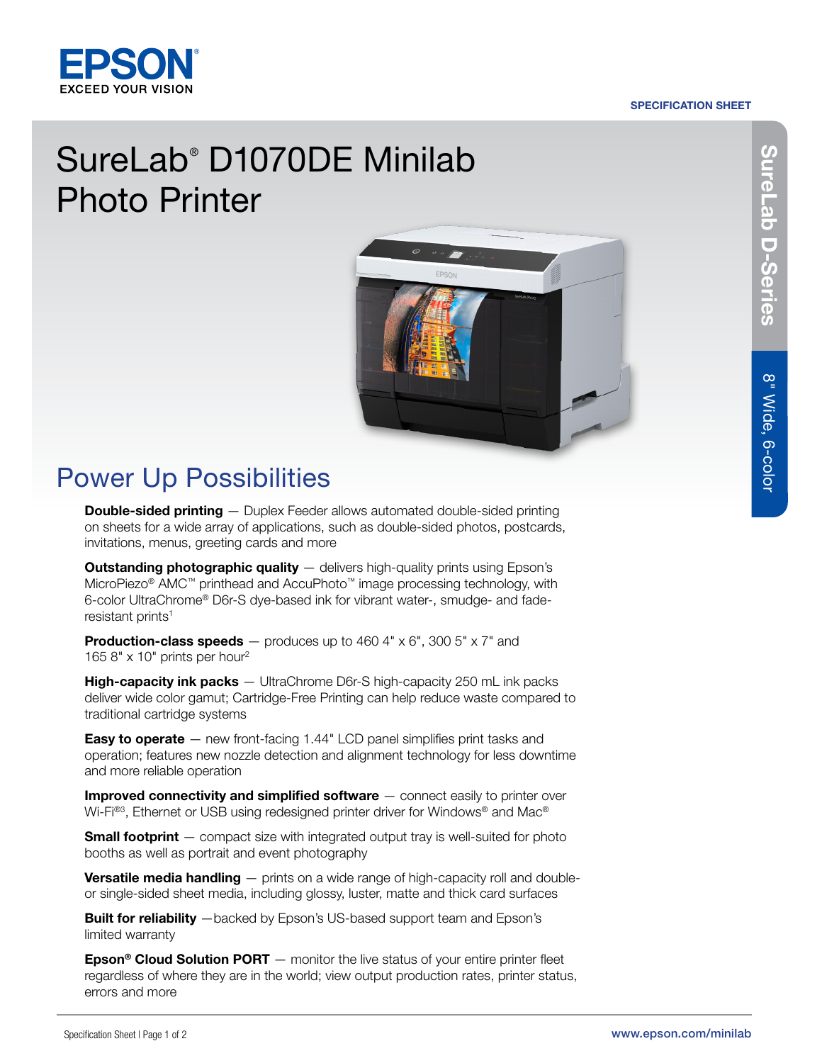SPECIFICATION SHEET

# SureLab® D1070DE Minilab Photo Printer

SureLab D-Series

8" Wide, 6-color

## Power Up Possibilities

**Double-sided printing** — Duplex Feeder allows automated double-sided printing on sheets for a wide array of applications, such as double-sided photos, postcards, invitations, menus, greeting cards and more

**Outstanding photographic quality** — delivers high-quality prints using Epson's MicroPiezo® AMC™ printhead and AccuPhoto™ image processing technology, with 6-color UltraChrome® D6r-S dye-based ink for vibrant water-, smudge- and fade-resistant prints[1]

**Production-class speeds** — produces up to 460 4" x 6", 300 5" x 7" and 165 8" x 10" prints per hour[2]

**High-capacity ink packs** — UltraChrome D6r-S high-capacity 250 mL ink packs deliver wide color gamut; Cartridge-Free Printing can help reduce waste compared to traditional cartridge systems

**Easy to operate** — new front-facing 1.44" LCD panel simplifies print tasks and operation; features new nozzle detection and alignment technology for less downtime and more reliable operation

**Improved connectivity and simplified software** — connect easily to printer over Wi-Fi®[3], Ethernet or USB using redesigned printer driver for Windows® and Mac®

**Small footprint** — compact size with integrated output tray is well-suited for photo booths as well as portrait and event photography

**Versatile media handling** — prints on a wide range of high-capacity roll and double- or single-sided sheet media, including glossy, luster, matte and thick card surfaces

**Built for reliability** — backed by Epson's US-based support team and Epson's limited warranty

**Epson® Cloud Solution PORT** — monitor the live status of your entire printer fleet regardless of where they are in the world; view output production rates, printer status, errors and more

www.epson.com/minilab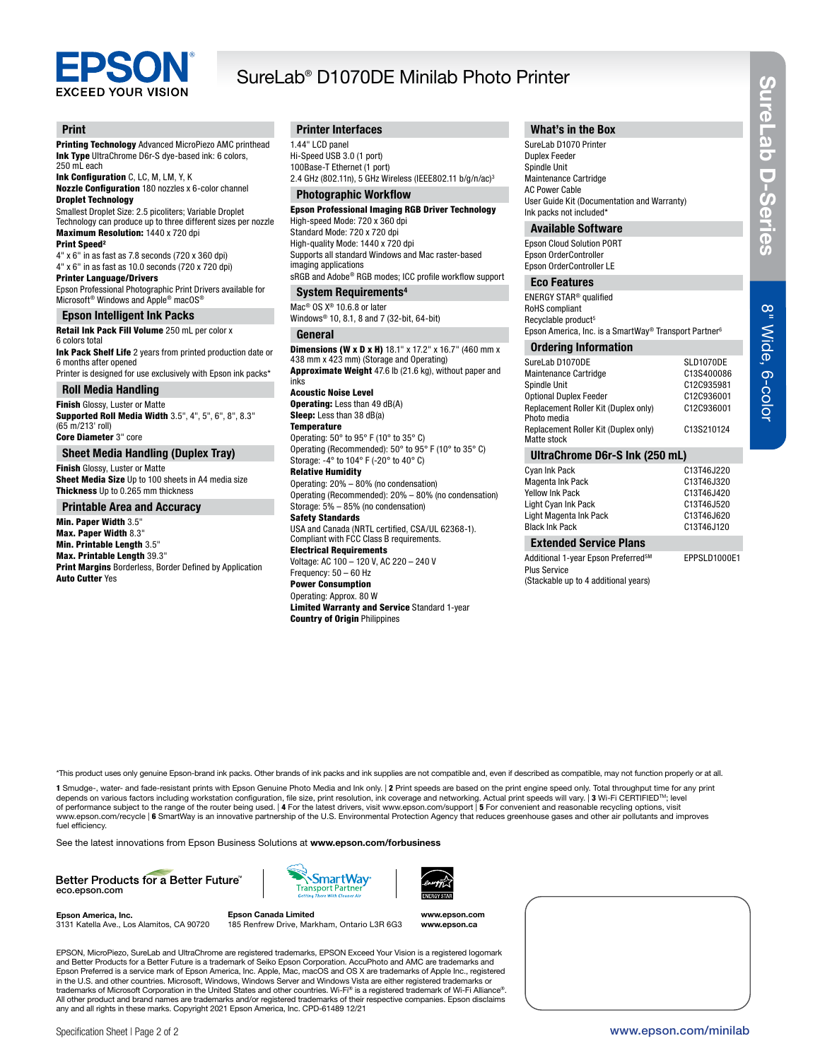# SureLab® D1070DE Minilab Photo Printer

## Print

**Printing Technology** Advanced MicroPiezo AMC printhead
**Ink Type** UltraChrome D6r-S dye-based ink: 6 colors, 250 mL each
**Ink Configuration** C, LC, M, LM, Y, K
**Nozzle Configuration** 180 nozzles x 6-color channel
**Droplet Technology**
Smallest Droplet Size: 2.5 picoliters; Variable Droplet Technology can produce up to three different sizes per nozzle
**Maximum Resolution:** 1440 x 720 dpi
**Print Speed**[2]
4" x 6" in as fast as 7.8 seconds (720 x 360 dpi)
4" x 6" in as fast as 10.0 seconds (720 x 720 dpi)
**Printer Language/Drivers**
Epson Professional Photographic Print Drivers available for Microsoft® Windows and Apple® macOS®

## Epson Intelligent Ink Packs

**Retail Ink Pack Fill Volume** 250 mL per color x 6 colors total
**Ink Pack Shelf Life** 2 years from printed production date or 6 months after opened
Printer is designed for use exclusively with Epson ink packs*

## Roll Media Handling

**Finish** Glossy, Luster or Matte
**Supported Roll Media Width** 3.5", 4", 5", 6", 8", 8.3" (65 m/213' roll)
**Core Diameter** 3" core

## Sheet Media Handling (Duplex Tray)

**Finish** Glossy, Luster or Matte
**Sheet Media Size** Up to 100 sheets in A4 media size
**Thickness** Up to 0.265 mm thickness

## Printable Area and Accuracy

**Min. Paper Width** 3.5"
**Max. Paper Width** 8.3"
**Min. Printable Length** 3.5"
**Max. Printable Length** 39.3"
**Print Margins** Borderless, Border Defined by Application
**Auto Cutter** Yes

## Printer Interfaces

1.44" LCD panel
Hi-Speed USB 3.0 (1 port)
100Base-T Ethernet (1 port)
2.4 GHz (802.11n), 5 GHz Wireless (IEEE802.11 b/g/n/ac)[3]

## Photographic Workflow

**Epson Professional Imaging RGB Driver Technology**
High-speed Mode: 720 x 360 dpi
Standard Mode: 720 x 720 dpi
High-quality Mode: 1440 x 720 dpi
Supports all standard Windows and Mac raster-based imaging applications
sRGB and Adobe® RGB modes; ICC profile workflow support

## System Requirements[4]

Mac® OS X® 10.6.8 or later
Windows® 10, 8.1, 8 and 7 (32-bit, 64-bit)

## General

**Dimensions (W x D x H)** 18.1" x 17.2" x 16.7" (460 mm x 438 mm x 423 mm) (Storage and Operating)
**Approximate Weight** 47.6 lb (21.6 kg), without paper and inks
**Acoustic Noise Level**
**Operating:** Less than 49 dB(A)
**Sleep:** Less than 38 dB(a)
**Temperature**
Operating: 50° to 95° F (10° to 35° C)
Operating (Recommended): 50° to 95° F (10° to 35° C)
Storage: -4° to 104° F (-20° to 40° C)
**Relative Humidity**
Operating: 20% – 80% (no condensation)
Operating (Recommended): 20% – 80% (no condensation)
Storage: 5% – 85% (no condensation)
**Safety Standards**
USA and Canada (NRTL certified, CSA/UL 62368-1). Compliant with FCC Class B requirements.
**Electrical Requirements**
Voltage: AC 100 – 120 V, AC 220 – 240 V
Frequency: 50 – 60 Hz
**Power Consumption**
Operating: Approx. 80 W
**Limited Warranty and Service** Standard 1-year
**Country of Origin** Philippines

## What's in the Box

SureLab D1070 Printer
Duplex Feeder
Spindle Unit
Maintenance Cartridge
AC Power Cable
User Guide Kit (Documentation and Warranty)
Ink packs not included*

## Available Software

Epson Cloud Solution PORT
Epson OrderController
Epson OrderController LE

## Eco Features

ENERGY STAR® qualified
RoHS compliant
Recyclable product[5]
Epson America, Inc. is a SmartWay® Transport Partner[6]

## Ordering Information

| | |
|---|---|
| SureLab D1070DE | SLD1070DE |
| Maintenance Cartridge | C13S400086 |
| Spindle Unit | C12C935981 |
| Optional Duplex Feeder | C12C936001 |
| Replacement Roller Kit (Duplex only) Photo media | C12C936001 |
| Replacement Roller Kit (Duplex only) Matte stock | C13S210124 |

## UltraChrome D6r-S Ink (250 mL)

| | |
|---|---|
| Cyan Ink Pack | C13T46J220 |
| Magenta Ink Pack | C13T46J320 |
| Yellow Ink Pack | C13T46J420 |
| Light Cyan Ink Pack | C13T46J520 |
| Light Magenta Ink Pack | C13T46J620 |
| Black Ink Pack | C13T46J120 |

## Extended Service Plans

| | |
|---|---|
| Additional 1-year Epson Preferred℠ Plus Service (Stackable up to 4 additional years) | EPPSLD1000E1 |

SureLab D-Series
8" Wide, 6-color

*This product uses only genuine Epson-brand ink packs. Other brands of ink packs and ink supplies are not compatible and, even if described as compatible, may not function properly or at all.

**1** Smudge-, water- and fade-resistant prints with Epson Genuine Photo Media and Ink only. | **2** Print speeds are based on the print engine speed only. Total throughput time for any print depends on various factors including workstation configuration, file size, print resolution, ink coverage and networking. Actual print speeds will vary. | **3** Wi-Fi CERTIFIED™; level of performance subject to the range of the router being used. | **4** For the latest drivers, visit www.epson.com/support | **5** For convenient and reasonable recycling options, visit www.epson.com/recycle | **6** SmartWay is an innovative partnership of the U.S. Environmental Protection Agency that reduces greenhouse gases and other air pollutants and improves fuel efficiency.

See the latest innovations from Epson Business Solutions at **www.epson.com/forbusiness**

Better Products for a Better Future™
eco.epson.com

**Epson America, Inc.**
3131 Katella Ave., Los Alamitos, CA 90720

**Epson Canada Limited**
185 Renfrew Drive, Markham, Ontario L3R 6G3

**www.epson.com**
**www.epson.ca**

EPSON, MicroPiezo, SureLab and UltraChrome are registered trademarks, EPSON Exceed Your Vision is a registered logomark and Better Products for a Better Future is a trademark of Seiko Epson Corporation. AccuPhoto and AMC are trademarks and Epson Preferred is a service mark of Epson America, Inc. Apple, Mac, macOS and OS X are trademarks of Apple Inc., registered in the U.S. and other countries. Microsoft, Windows, Windows Server and Windows Vista are either registered trademarks or trademarks of Microsoft Corporation in the United States and other countries. Wi-Fi® is a registered trademark of Wi-Fi Alliance®. All other product and brand names are trademarks and/or registered trademarks of their respective companies. Epson disclaims any and all rights in these marks. Copyright 2021 Epson America, Inc. CPD-61489 12/21

Specification Sheet

www.epson.com/minilab